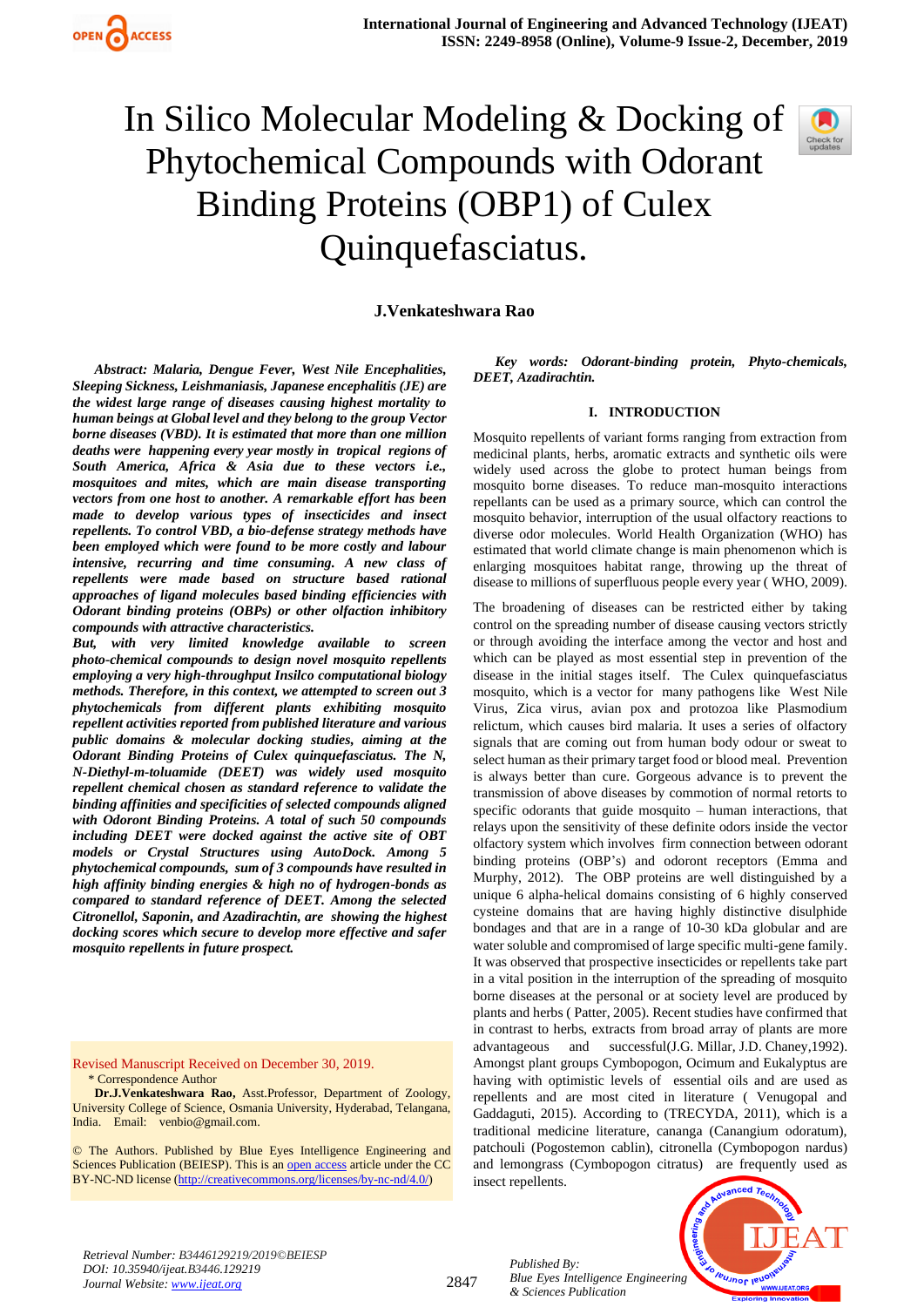# In Silico Molecular Modeling & Docking of Phytochemical Compounds with Odorant Binding Proteins (OBP1) of Culex Quinquefasciatus.

**J.Venkateshwara Rao**

***Abstract:** Malaria, Dengue Fever, West Nile Encephalities, Sleeping Sickness, Leishmaniasis, Japanese encephalitis (JE) are the widest large range of diseases causing highest mortality to human beings at Global level and they belong to the group Vector borne diseases (VBD). It is estimated that more than one million deaths were happening every year mostly in tropical regions of South America, Africa & Asia due to these vectors i.e., mosquitoes and mites, which are main disease transporting vectors from one host to another. A remarkable effort has been made to develop various types of insecticides and insect repellents. To control VBD, a bio-defense strategy methods have been employed which were found to be more costly and labour intensive, recurring and time consuming. A new class of repellents were made based on structure based rational approaches of ligand molecules based binding efficiencies with Odorant binding proteins (OBPs) or other olfaction inhibitory compounds with attractive characteristics.*

***But, with very limited knowledge available to screen photo-chemical compounds to design novel mosquito repellents employing a very high-throughput Insilco computational biology methods. Therefore, in this context, we attempted to screen out 3 phytochemicals from different plants exhibiting mosquito repellent activities reported from published literature and various public domains & molecular docking studies, aiming at the Odorant Binding Proteins of Culex quinquefasciatus. The N, N-Diethyl-m-toluamide (DEET) was widely used mosquito repellent chemical chosen as standard reference to validate the binding affinities and specificities of selected compounds aligned with Odoront Binding Proteins. A total of such 50 compounds including DEET were docked against the active site of OBT models or Crystal Structures using AutoDock. Among 5 phytochemical compounds, sum of 3 compounds have resulted in high affinity binding energies & high no of hydrogen-bonds as compared to standard reference of DEET. Among the selected Citronellol, Saponin, and Azadirachtin, are showing the highest docking scores which secure to develop more effective and safer mosquito repellents in future prospect.***

***Key words:** Odorant-binding protein, Phyto-chemicals, DEET, Azadirachtin.*

Revised Manuscript Received on December 30, 2019.

\* Correspondence Author

**Dr.J.Venkateshwara Rao,** Asst.Professor, Department of Zoology, University College of Science, Osmania University, Hyderabad, Telangana, India. Email: venbio@gmail.com.

© The Authors. Published by Blue Eyes Intelligence Engineering and Sciences Publication (BEIESP). This is an open access article under the CC BY-NC-ND license (http://creativecommons.org/licenses/by-nc-nd/4.0/)

## I. INTRODUCTION

Mosquito repellents of variant forms ranging from extraction from medicinal plants, herbs, aromatic extracts and synthetic oils were widely used across the globe to protect human beings from mosquito borne diseases. To reduce man-mosquito interactions repellants can be used as a primary source, which can control the mosquito behavior, interruption of the usual olfactory reactions to diverse odor molecules. World Health Organization (WHO) has estimated that world climate change is main phenomenon which is enlarging mosquitoes habitat range, throwing up the threat of disease to millions of superfluous people every year ( WHO, 2009).

The broadening of diseases can be restricted either by taking control on the spreading number of disease causing vectors strictly or through avoiding the interface among the vector and host and which can be played as most essential step in prevention of the disease in the initial stages itself. The Culex quinquefasciatus mosquito, which is a vector for many pathogens like West Nile Virus, Zica virus, avian pox and protozoa like Plasmodium relictum, which causes bird malaria. It uses a series of olfactory signals that are coming out from human body odour or sweat to select human as their primary target food or blood meal. Prevention is always better than cure. Gorgeous advance is to prevent the transmission of above diseases by commotion of normal retorts to specific odorants that guide mosquito – human interactions, that relays upon the sensitivity of these definite odors inside the vector olfactory system which involves firm connection between odorant binding proteins (OBP's) and odoront receptors (Emma and Murphy, 2012). The OBP proteins are well distinguished by a unique 6 alpha-helical domains consisting of 6 highly conserved cysteine domains that are having highly distinctive disulphide bondages and that are in a range of 10-30 kDa globular and are water soluble and compromised of large specific multi-gene family. It was observed that prospective insecticides or repellents take part in a vital position in the interruption of the spreading of mosquito borne diseases at the personal or at society level are produced by plants and herbs ( Patter, 2005). Recent studies have confirmed that in contrast to herbs, extracts from broad array of plants are more advantageous and successful(J.G. Millar, J.D. Chaney,1992). Amongst plant groups Cymbopogon, Ocimum and Eukalyptus are having with optimistic levels of essential oils and are used as repellents and are most cited in literature ( Venugopal and Gaddaguti, 2015). According to (TRECYDA, 2011), which is a traditional medicine literature, cananga (Canangium odoratum), patchouli (Pogostemon cablin), citronella (Cymbopogon nardus) and lemongrass (Cymbopogon citratus) are frequently used as insect repellents.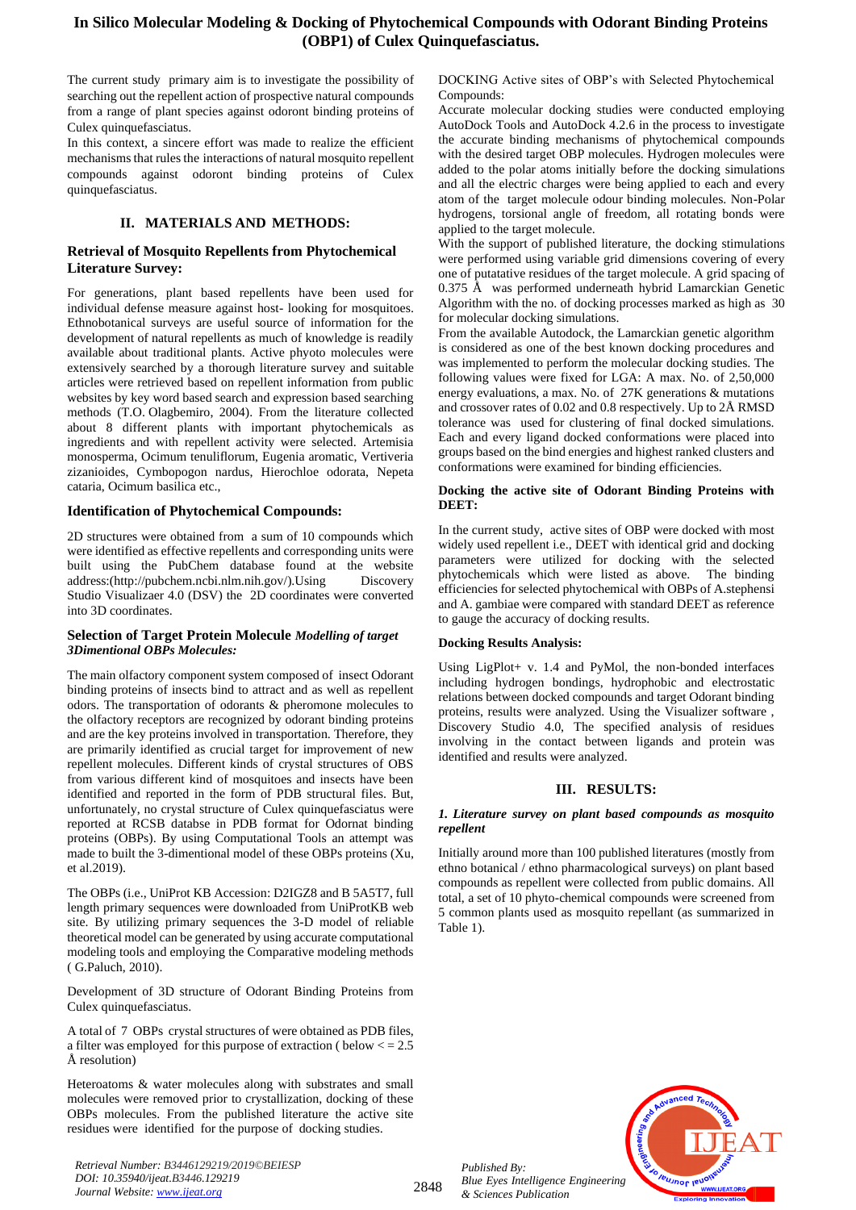The current study primary aim is to investigate the possibility of searching out the repellent action of prospective natural compounds from a range of plant species against odoront binding proteins of Culex quinquefasciatus.

In this context, a sincere effort was made to realize the efficient mechanisms that rules the interactions of natural mosquito repellent compounds against odoront binding proteins of Culex quinquefasciatus.

## II. MATERIALS AND METHODS:

### Retrieval of Mosquito Repellents from Phytochemical Literature Survey:

For generations, plant based repellents have been used for individual defense measure against host- looking for mosquitoes. Ethnobotanical surveys are useful source of information for the development of natural repellents as much of knowledge is readily available about traditional plants. Active phyoto molecules were extensively searched by a thorough literature survey and suitable articles were retrieved based on repellent information from public websites by key word based search and expression based searching methods (T.O. Olagbemiro, 2004). From the literature collected about 8 different plants with important phytochemicals as ingredients and with repellent activity were selected. Artemisia monosperma, Ocimum tenuliflorum, Eugenia aromatic, Vertiveria zizanioides, Cymbopogon nardus, Hierochloe odorata, Nepeta cataria, Ocimum basilica etc.,

### Identification of Phytochemical Compounds:

2D structures were obtained from a sum of 10 compounds which were identified as effective repellents and corresponding units were built using the PubChem database found at the website address:(http://pubchem.ncbi.nlm.nih.gov/).Using Discovery Studio Visualizaer 4.0 (DSV) the 2D coordinates were converted into 3D coordinates.

### Selection of Target Protein Molecule *Modelling of target 3Dimentional OBPs Molecules:*

The main olfactory component system composed of insect Odorant binding proteins of insects bind to attract and as well as repellent odors. The transportation of odorants & pheromone molecules to the olfactory receptors are recognized by odorant binding proteins and are the key proteins involved in transportation. Therefore, they are primarily identified as crucial target for improvement of new repellent molecules. Different kinds of crystal structures of OBS from various different kind of mosquitoes and insects have been identified and reported in the form of PDB structural files. But, unfortunately, no crystal structure of Culex quinquefasciatus were reported at RCSB databse in PDB format for Odornat binding proteins (OBPs). By using Computational Tools an attempt was made to built the 3-dimentional model of these OBPs proteins (Xu, et al.2019).

The OBPs (i.e., UniProt KB Accession: D2IGZ8 and B 5A5T7, full length primary sequences were downloaded from UniProtKB web site. By utilizing primary sequences the 3-D model of reliable theoretical model can be generated by using accurate computational modeling tools and employing the Comparative modeling methods ( G.Paluch, 2010).

Development of 3D structure of Odorant Binding Proteins from Culex quinquefasciatus.

A total of 7 OBPs crystal structures of were obtained as PDB files, a filter was employed for this purpose of extraction ( below < = 2.5 Å resolution)

Heteroatoms & water molecules along with substrates and small molecules were removed prior to crystallization, docking of these OBPs molecules. From the published literature the active site residues were identified for the purpose of docking studies.

DOCKING Active sites of OBP's with Selected Phytochemical Compounds:

Accurate molecular docking studies were conducted employing AutoDock Tools and AutoDock 4.2.6 in the process to investigate the accurate binding mechanisms of phytochemical compounds with the desired target OBP molecules. Hydrogen molecules were added to the polar atoms initially before the docking simulations and all the electric charges were being applied to each and every atom of the target molecule odour binding molecules. Non-Polar hydrogens, torsional angle of freedom, all rotating bonds were applied to the target molecule.

With the support of published literature, the docking stimulations were performed using variable grid dimensions covering of every one of putatative residues of the target molecule. A grid spacing of 0.375 Å was performed underneath hybrid Lamarckian Genetic Algorithm with the no. of docking processes marked as high as 30 for molecular docking simulations.

From the available Autodock, the Lamarckian genetic algorithm is considered as one of the best known docking procedures and was implemented to perform the molecular docking studies. The following values were fixed for LGA: A max. No. of 2,50,000 energy evaluations, a max. No. of 27K generations & mutations and crossover rates of 0.02 and 0.8 respectively. Up to 2Å RMSD tolerance was used for clustering of final docked simulations. Each and every ligand docked conformations were placed into groups based on the bind energies and highest ranked clusters and conformations were examined for binding efficiencies.

### Docking the active site of Odorant Binding Proteins with DEET:

In the current study, active sites of OBP were docked with most widely used repellent i.e., DEET with identical grid and docking parameters were utilized for docking with the selected phytochemicals which were listed as above. The binding efficiencies for selected phytochemical with OBPs of A.stephensi and A. gambiae were compared with standard DEET as reference to gauge the accuracy of docking results.

### Docking Results Analysis:

Using LigPlot+ v. 1.4 and PyMol, the non-bonded interfaces including hydrogen bondings, hydrophobic and electrostatic relations between docked compounds and target Odorant binding proteins, results were analyzed. Using the Visualizer software , Discovery Studio 4.0, The specified analysis of residues involving in the contact between ligands and protein was identified and results were analyzed.

## III. RESULTS:

### *1. Literature survey on plant based compounds as mosquito repellent*

Initially around more than 100 published literatures (mostly from ethno botanical / ethno pharmacological surveys) on plant based compounds as repellent were collected from public domains. All total, a set of 10 phyto-chemical compounds were screened from 5 common plants used as mosquito repellant (as summarized in Table 1).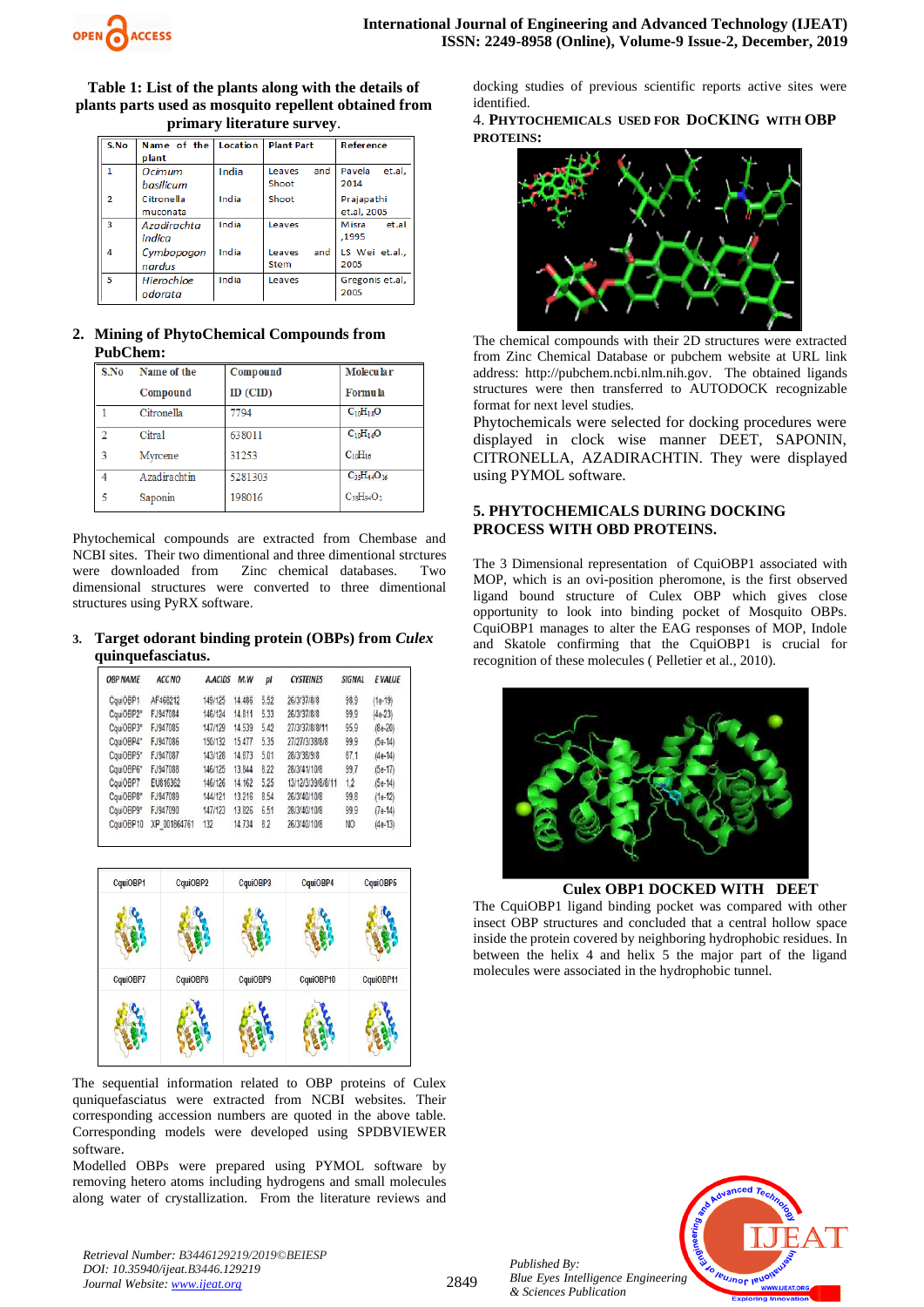**Table 1: List of the plants along with the details of plants parts used as mosquito repellent obtained from primary literature survey.**

| S.No | Name of the plant | Location | Plant Part | Reference |
|---|---|---|---|---|
| 1 | *Ocimum basilicum* | India | Leaves and Shoot | Pavela et.al, 2014 |
| 2 | Citronella muconata | India | Shoot | Prajapathi et.al, 2005 |
| 3 | *Azadirachta indica* | India | Leaves | Misra et.al ,1995 |
| 4 | *Cymbopogon nardus* | India | Leaves and Stem | LS Wei et.al., 2005 |
| 5 | *Hierochloe odorata* | India | Leaves | Gregonis et.al, 2005 |

## 2. Mining of PhytoChemical Compounds from PubChem:

| S.No | Name of the Compound | Compound ID (CID) | Molecular Formula |
|---|---|---|---|
| 1 | Citronella | 7794 | $C_{10}H_{18}O$ |
| 2 | Citral | 638011 | $C_{10}H_{16}O$ |
| 3 | Myrcene | 31253 | $C_{10}H_{16}$ |
| 4 | Azadirachtin | 5281303 | $C_{35}H_{44}O_{16}$ |
| 5 | Saponin | 198016 | $C_{58}H_{94}O_{27}$ |

Phytochemical compounds are extracted from Chembase and NCBI sites. Their two dimentional and three dimentional strctures were downloaded from Zinc chemical databases. Two dimensional structures were converted to three dimentional structures using PyRX software.

## 3. Target odorant binding protein (OBPs) from *Culex* quinquefasciatus.

| OBP NAME | ACC NO | A.ACIDS | M.W | pI | CYSTEINES | SIGNAL | E VALUE |
|---|---|---|---|---|---|---|---|
| CquiOBP1 | AF468212 | 149/125 | 14.486 | 5.52 | 26/3/37/8/8 | 98.9 | (1e-19) |
| CquiOBP2* | FJ947084 | 146/124 | 14.811 | 5.33 | 26/3/37/8/8 | 99.9 | (4e-23) |
| CquiOBP3* | FJ947085 | 147/129 | 14.539 | 5.42 | 27/3/37/8/8/11 | 95.9 | (8e-20) |
| CquiOBP4* | FJ947086 | 150/132 | 15.477 | 5.35 | 27/27/3/38/8/8 | 99.9 | (5e-14) |
| CquiOBP5* | FJ947087 | 143/128 | 14.873 | 5.01 | 26/3/38/9/8 | 87.1 | (4e-14) |
| CquiOBP6* | FJ947088 | 146/125 | 13.844 | 8.22 | 26/3/41/10/8 | 99.7 | (5e-17) |
| CquiOBP7 | EU816362 | 146/126 | 14.162 | 5.25 | 13/12/3/39/8/11 | 1.2 | (5e-14) |
| CquiOBP8* | FJ947089 | 144/121 | 13.216 | 8.54 | 26/3/40/10/8 | 99.8 | (1e-12) |
| CquiOBP9* | FJ947090 | 147/123 | 13.826 | 6.51 | 26/3/40/10/8 | 99.9 | (7e-14) |
| CquiOBP10 | XP_001864761 | 132 | 14.734 | 8.2 | 26/3/40/10/8 | NO | (4e-13) |

| CquiOBP1 | CquiOBP2 | CquiOBP3 | CquiOBP4 | CquiOBP5 |
|---|---|---|---|---|
| CquiOBP7 | CquiOBP8 | CquiOBP9 | CquiOBP10 | CquiOBP11 |

The sequential information related to OBP proteins of Culex quinquefasciatus were extracted from NCBI websites. Their corresponding accession numbers are quoted in the above table. Corresponding models were developed using SPDBVIEWER software.

Modelled OBPs were prepared using PYMOL software by removing hetero atoms including hydrogens and small molecules along water of crystallization. From the literature reviews and docking studies of previous scientific reports active sites were identified.

## 4. Phytochemicals used for Docking with OBP Proteins:

The chemical compounds with their 2D structures were extracted from Zinc Chemical Database or pubchem website at URL link address: http://pubchem.ncbi.nlm.nih.gov. The obtained ligands structures were then transferred to AUTODOCK recognizable format for next level studies.

Phytochemicals were selected for docking procedures were displayed in clock wise manner DEET, SAPONIN, CITRONELLA, AZADIRACHTIN. They were displayed using PYMOL software.

## 5. Phytochemicals During Docking Process with OBD Proteins.

The 3 Dimensional representation of CquiOBP1 associated with MOP, which is an ovi-position pheromone, is the first observed ligand bound structure of Culex OBP which gives close opportunity to look into binding pocket of Mosquito OBPs. CquiOBP1 manages to alter the EAG responses of MOP, Indole and Skatole confirming that the CquiOBP1 is crucial for recognition of these molecules ( Pelletier et al., 2010).

**Culex OBP1 DOCKED WITH DEET**

The CquiOBP1 ligand binding pocket was compared with other insect OBP structures and concluded that a central hollow space inside the protein covered by neighboring hydrophobic residues. In between the helix 4 and helix 5 the major part of the ligand molecules were associated in the hydrophobic tunnel.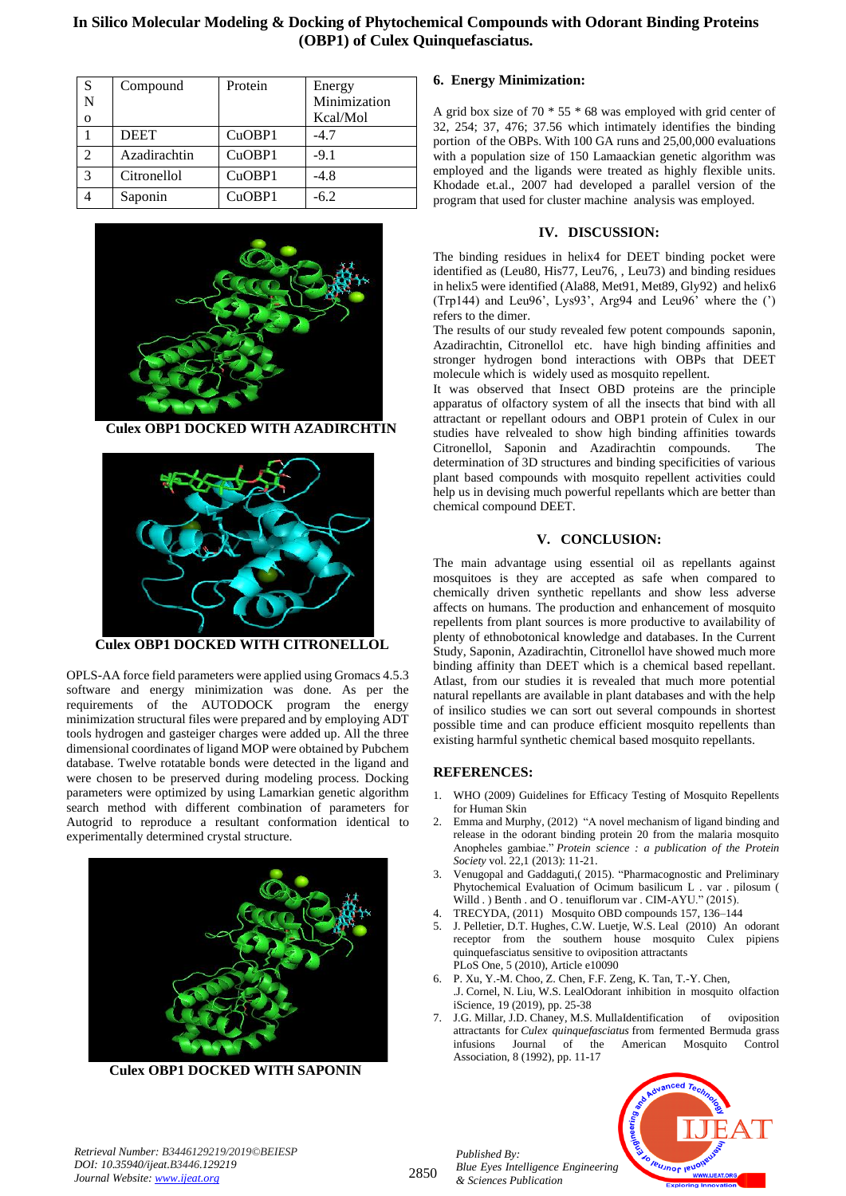| S N o | Compound | Protein | Energy Minimization Kcal/Mol |
|---|---|---|---|
| 1 | DEET | CuOBP1 | -4.7 |
| 2 | Azadirachtin | CuOBP1 | -9.1 |
| 3 | Citronellol | CuOBP1 | -4.8 |
| 4 | Saponin | CuOBP1 | -6.2 |

**Culex OBP1 DOCKED WITH AZADIRCHTIN**

**Culex OBP1 DOCKED WITH CITRONELLOL**

OPLS-AA force field parameters were applied using Gromacs 4.5.3 software and energy minimization was done. As per the requirements of the AUTODOCK program the energy minimization structural files were prepared and by employing ADT tools hydrogen and gasteiger charges were added up. All the three dimensional coordinates of ligand MOP were obtained by Pubchem database. Twelve rotatable bonds were detected in the ligand and were chosen to be preserved during modeling process. Docking parameters were optimized by using Lamarkian genetic algorithm search method with different combination of parameters for Autogrid to reproduce a resultant conformation identical to experimentally determined crystal structure.

**Culex OBP1 DOCKED WITH SAPONIN**

### 6. Energy Minimization:

A grid box size of 70 * 55 * 68 was employed with grid center of 32, 254; 37, 476; 37.56 which intimately identifies the binding portion of the OBPs. With 100 GA runs and 25,00,000 evaluations with a population size of 150 Lamaackian genetic algorithm was employed and the ligands were treated as highly flexible units. Khodade et.al., 2007 had developed a parallel version of the program that used for cluster machine analysis was employed.

## IV. DISCUSSION:

The binding residues in helix4 for DEET binding pocket were identified as (Leu80, His77, Leu76, , Leu73) and binding residues in helix5 were identified (Ala88, Met91, Met89, Gly92) and helix6 (Trp144) and Leu96', Lys93', Arg94 and Leu96' where the (') refers to the dimer.

The results of our study revealed few potent compounds saponin, Azadirachtin, Citronellol etc. have high binding affinities and stronger hydrogen bond interactions with OBPs that DEET molecule which is widely used as mosquito repellent.

It was observed that Insect OBD proteins are the principle apparatus of olfactory system of all the insects that bind with all attractant or repellant odours and OBP1 protein of Culex in our studies have relvealed to show high binding affinities towards Citronellol, Saponin and Azadirachtin compounds. The determination of 3D structures and binding specificities of various plant based compounds with mosquito repellent activities could help us in devising much powerful repellants which are better than chemical compound DEET.

## V. CONCLUSION:

The main advantage using essential oil as repellants against mosquitoes is they are accepted as safe when compared to chemically driven synthetic repellants and show less adverse affects on humans. The production and enhancement of mosquito repellents from plant sources is more productive to availability of plenty of ethnobotonical knowledge and databases. In the Current Study, Saponin, Azadirachtin, Citronellol have showed much more binding affinity than DEET which is a chemical based repellant. Atlast, from our studies it is revealed that much more potential natural repellants are available in plant databases and with the help of insilico studies we can sort out several compounds in shortest possible time and can produce efficient mosquito repellents than existing harmful synthetic chemical based mosquito repellants.

## REFERENCES:

1. WHO (2009) Guidelines for Efficacy Testing of Mosquito Repellents for Human Skin
2. Emma and Murphy, (2012) "A novel mechanism of ligand binding and release in the odorant binding protein 20 from the malaria mosquito Anopheles gambiae." *Protein science : a publication of the Protein Society* vol. 22,1 (2013): 11-21.
3. Venugopal and Gaddaguti,( 2015). "Pharmacognostic and Preliminary Phytochemical Evaluation of Ocimum basilicum L . var . pilosum ( Willd . ) Benth . and O . tenuiflorum var . CIM-AYU." (2015).
4. TRECYDA, (2011) Mosquito OBD compounds 157, 136–144
5. J. Pelletier, D.T. Hughes, C.W. Luetje, W.S. Leal (2010) An odorant receptor from the southern house mosquito Culex pipiens quinquefasciatus sensitive to oviposition attractants PLoS One, 5 (2010), Article e10090
6. P. Xu, Y.-M. Choo, Z. Chen, F.F. Zeng, K. Tan, T.-Y. Chen, .J. Cornel, N. Liu, W.S. LealOdorant inhibition in mosquito olfaction iScience, 19 (2019), pp. 25-38
7. J.G. Millar, J.D. Chaney, M.S. MullaIdentification of oviposition attractants for *Culex quinquefasciatus* from fermented Bermuda grass infusions Journal of the American Mosquito Control Association, 8 (1992), pp. 11-17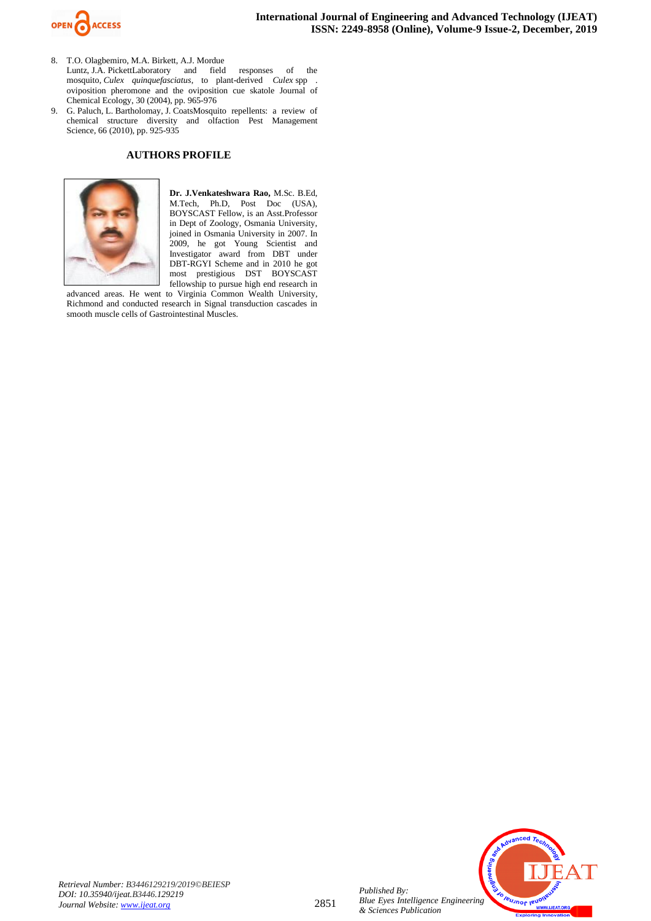8. T.O. Olagbemiro, M.A. Birkett, A.J. Mordue Luntz, J.A. PickettLaboratory and field responses of the mosquito, *Culex quinquefasciatus*, to plant-derived *Culex* spp . oviposition pheromone and the oviposition cue skatole Journal of Chemical Ecology, 30 (2004), pp. 965-976
9. G. Paluch, L. Bartholomay, J. CoatsMosquito repellents: a review of chemical structure diversity and olfaction Pest Management Science, 66 (2010), pp. 925-935

## AUTHORS PROFILE

**Dr. J.Venkateshwara Rao,** M.Sc. B.Ed, M.Tech, Ph.D, Post Doc (USA), BOYSCAST Fellow, is an Asst.Professor in Dept of Zoology, Osmania University, joined in Osmania University in 2007. In 2009, he got Young Scientist and Investigator award from DBT under DBT-RGYI Scheme and in 2010 he got most prestigious DST BOYSCAST fellowship to pursue high end research in advanced areas. He went to Virginia Common Wealth University, Richmond and conducted research in Signal transduction cascades in smooth muscle cells of Gastrointestinal Muscles.